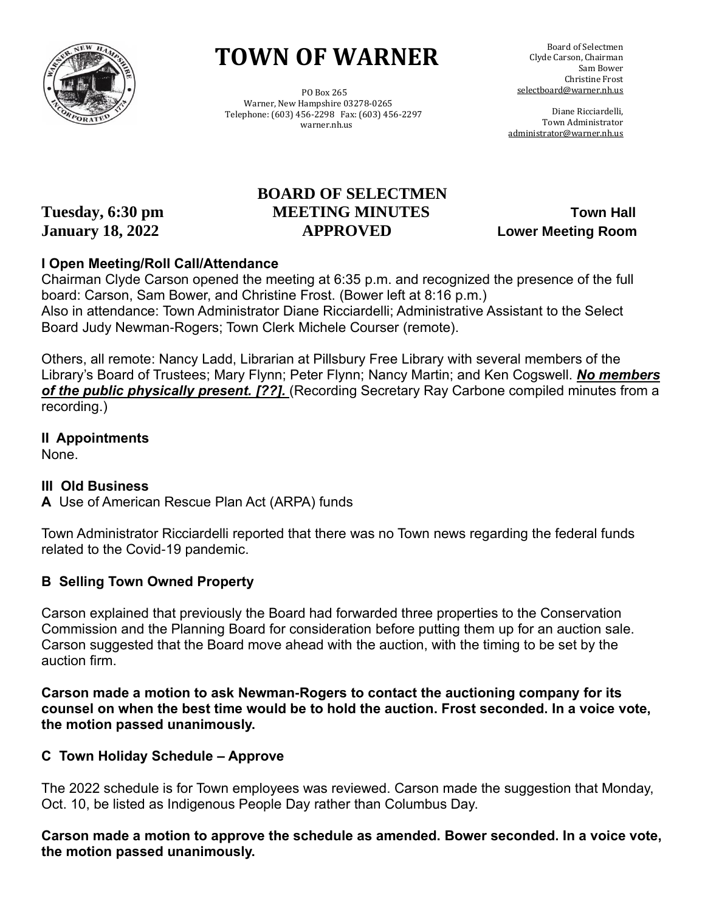# TOWN OF WARNER

PO Box 265
Warner, New Hampshire 03278-0265
Telephone: (603) 456-2298 Fax: (603) 456-2297
warner.nh.us

Board of Selectmen
Clyde Carson, Chairman
Sam Bower
Christine Frost
selectboard@warner.nh.us

Diane Ricciardelli,
Town Administrator
administrator@warner.nh.us

## BOARD OF SELECTMEN MEETING MINUTES APPROVED

**Tuesday, 6:30 pm**
**January 18, 2022**

**Town Hall**
**Lower Meeting Room**

### I Open Meeting/Roll Call/Attendance

Chairman Clyde Carson opened the meeting at 6:35 p.m. and recognized the presence of the full board: Carson, Sam Bower, and Christine Frost. (Bower left at 8:16 p.m.)
Also in attendance: Town Administrator Diane Ricciardelli; Administrative Assistant to the Select Board Judy Newman-Rogers; Town Clerk Michele Courser (remote).

Others, all remote: Nancy Ladd, Librarian at Pillsbury Free Library with several members of the Library's Board of Trustees; Mary Flynn; Peter Flynn; Nancy Martin; and Ken Cogswell. ***No members of the public physically present. [??].*** (Recording Secretary Ray Carbone compiled minutes from a recording.)

### II Appointments

None.

### III Old Business

**A** Use of American Rescue Plan Act (ARPA) funds

Town Administrator Ricciardelli reported that there was no Town news regarding the federal funds related to the Covid-19 pandemic.

**B Selling Town Owned Property**

Carson explained that previously the Board had forwarded three properties to the Conservation Commission and the Planning Board for consideration before putting them up for an auction sale. Carson suggested that the Board move ahead with the auction, with the timing to be set by the auction firm.

**Carson made a motion to ask Newman-Rogers to contact the auctioning company for its counsel on when the best time would be to hold the auction. Frost seconded. In a voice vote, the motion passed unanimously.**

**C Town Holiday Schedule – Approve**

The 2022 schedule is for Town employees was reviewed. Carson made the suggestion that Monday, Oct. 10, be listed as Indigenous People Day rather than Columbus Day.

**Carson made a motion to approve the schedule as amended. Bower seconded. In a voice vote, the motion passed unanimously.**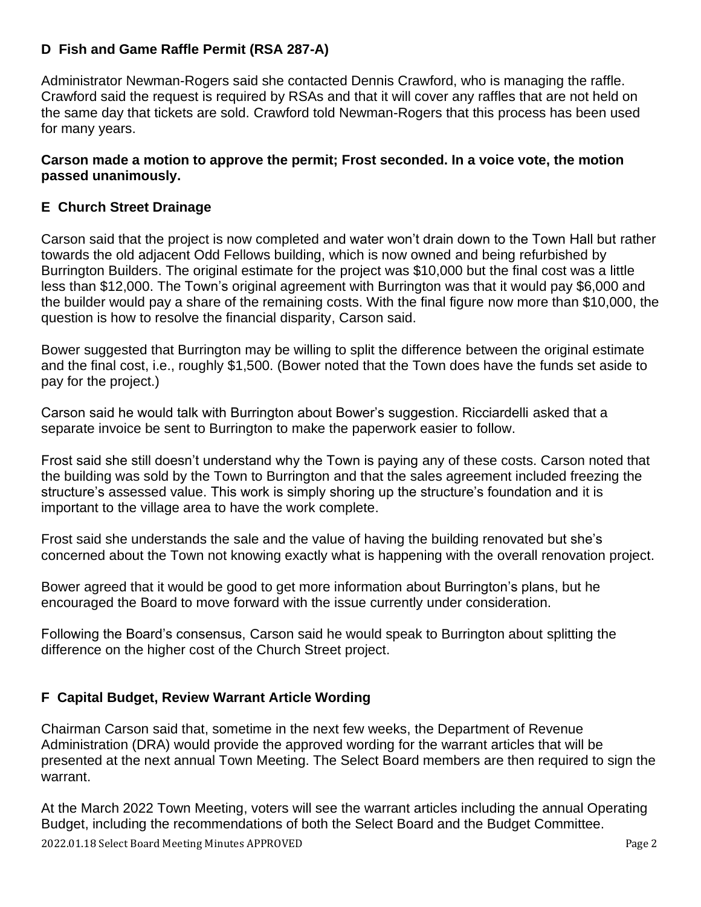## D Fish and Game Raffle Permit (RSA 287-A)

Administrator Newman-Rogers said she contacted Dennis Crawford, who is managing the raffle. Crawford said the request is required by RSAs and that it will cover any raffles that are not held on the same day that tickets are sold. Crawford told Newman-Rogers that this process has been used for many years.

**Carson made a motion to approve the permit; Frost seconded. In a voice vote, the motion passed unanimously.**

## E Church Street Drainage

Carson said that the project is now completed and water won't drain down to the Town Hall but rather towards the old adjacent Odd Fellows building, which is now owned and being refurbished by Burrington Builders. The original estimate for the project was $10,000 but the final cost was a little less than $12,000. The Town's original agreement with Burrington was that it would pay $6,000 and the builder would pay a share of the remaining costs. With the final figure now more than $10,000, the question is how to resolve the financial disparity, Carson said.

Bower suggested that Burrington may be willing to split the difference between the original estimate and the final cost, i.e., roughly $1,500. (Bower noted that the Town does have the funds set aside to pay for the project.)

Carson said he would talk with Burrington about Bower's suggestion. Ricciardelli asked that a separate invoice be sent to Burrington to make the paperwork easier to follow.

Frost said she still doesn't understand why the Town is paying any of these costs. Carson noted that the building was sold by the Town to Burrington and that the sales agreement included freezing the structure's assessed value. This work is simply shoring up the structure's foundation and it is important to the village area to have the work complete.

Frost said she understands the sale and the value of having the building renovated but she's concerned about the Town not knowing exactly what is happening with the overall renovation project.

Bower agreed that it would be good to get more information about Burrington's plans, but he encouraged the Board to move forward with the issue currently under consideration.

Following the Board's consensus, Carson said he would speak to Burrington about splitting the difference on the higher cost of the Church Street project.

## F Capital Budget, Review Warrant Article Wording

Chairman Carson said that, sometime in the next few weeks, the Department of Revenue Administration (DRA) would provide the approved wording for the warrant articles that will be presented at the next annual Town Meeting. The Select Board members are then required to sign the warrant.

At the March 2022 Town Meeting, voters will see the warrant articles including the annual Operating Budget, including the recommendations of both the Select Board and the Budget Committee.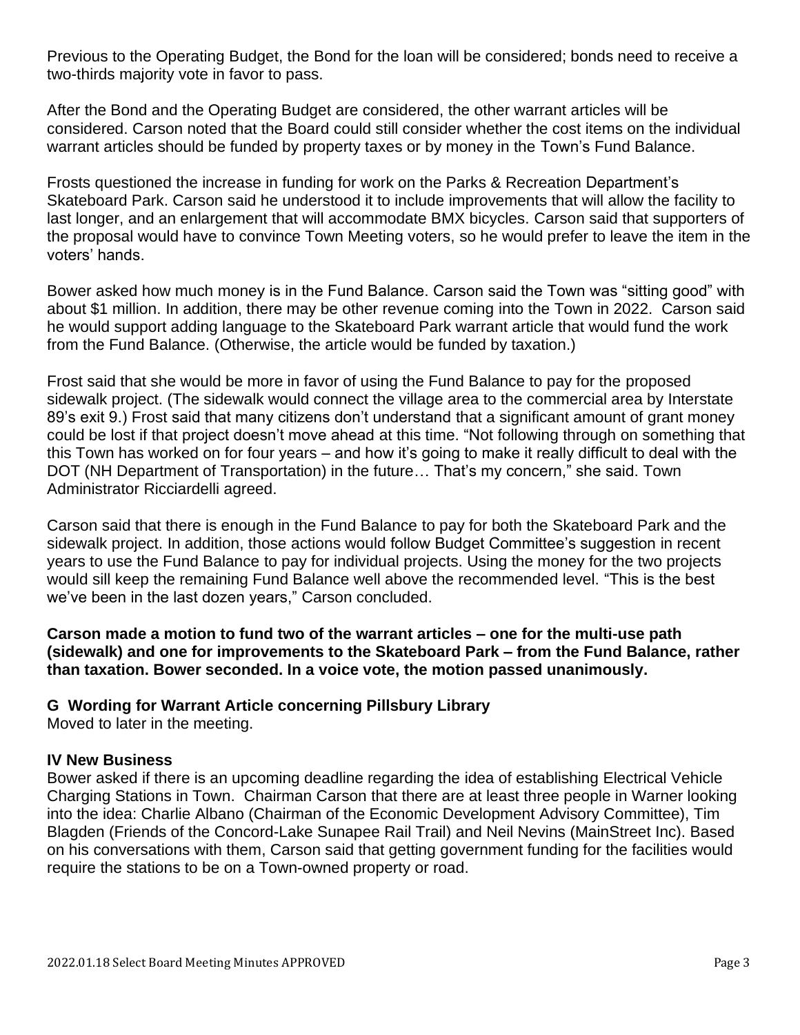Previous to the Operating Budget, the Bond for the loan will be considered; bonds need to receive a two-thirds majority vote in favor to pass.

After the Bond and the Operating Budget are considered, the other warrant articles will be considered. Carson noted that the Board could still consider whether the cost items on the individual warrant articles should be funded by property taxes or by money in the Town's Fund Balance.

Frosts questioned the increase in funding for work on the Parks & Recreation Department's Skateboard Park. Carson said he understood it to include improvements that will allow the facility to last longer, and an enlargement that will accommodate BMX bicycles. Carson said that supporters of the proposal would have to convince Town Meeting voters, so he would prefer to leave the item in the voters' hands.

Bower asked how much money is in the Fund Balance. Carson said the Town was "sitting good" with about $1 million. In addition, there may be other revenue coming into the Town in 2022. Carson said he would support adding language to the Skateboard Park warrant article that would fund the work from the Fund Balance. (Otherwise, the article would be funded by taxation.)

Frost said that she would be more in favor of using the Fund Balance to pay for the proposed sidewalk project. (The sidewalk would connect the village area to the commercial area by Interstate 89's exit 9.) Frost said that many citizens don't understand that a significant amount of grant money could be lost if that project doesn't move ahead at this time. "Not following through on something that this Town has worked on for four years – and how it's going to make it really difficult to deal with the DOT (NH Department of Transportation) in the future… That's my concern," she said. Town Administrator Ricciardelli agreed.

Carson said that there is enough in the Fund Balance to pay for both the Skateboard Park and the sidewalk project. In addition, those actions would follow Budget Committee's suggestion in recent years to use the Fund Balance to pay for individual projects. Using the money for the two projects would sill keep the remaining Fund Balance well above the recommended level. "This is the best we've been in the last dozen years," Carson concluded.

**Carson made a motion to fund two of the warrant articles – one for the multi-use path (sidewalk) and one for improvements to the Skateboard Park – from the Fund Balance, rather than taxation. Bower seconded. In a voice vote, the motion passed unanimously.**

**G Wording for Warrant Article concerning Pillsbury Library**

Moved to later in the meeting.

**IV New Business**

Bower asked if there is an upcoming deadline regarding the idea of establishing Electrical Vehicle Charging Stations in Town. Chairman Carson that there are at least three people in Warner looking into the idea: Charlie Albano (Chairman of the Economic Development Advisory Committee), Tim Blagden (Friends of the Concord-Lake Sunapee Rail Trail) and Neil Nevins (MainStreet Inc). Based on his conversations with them, Carson said that getting government funding for the facilities would require the stations to be on a Town-owned property or road.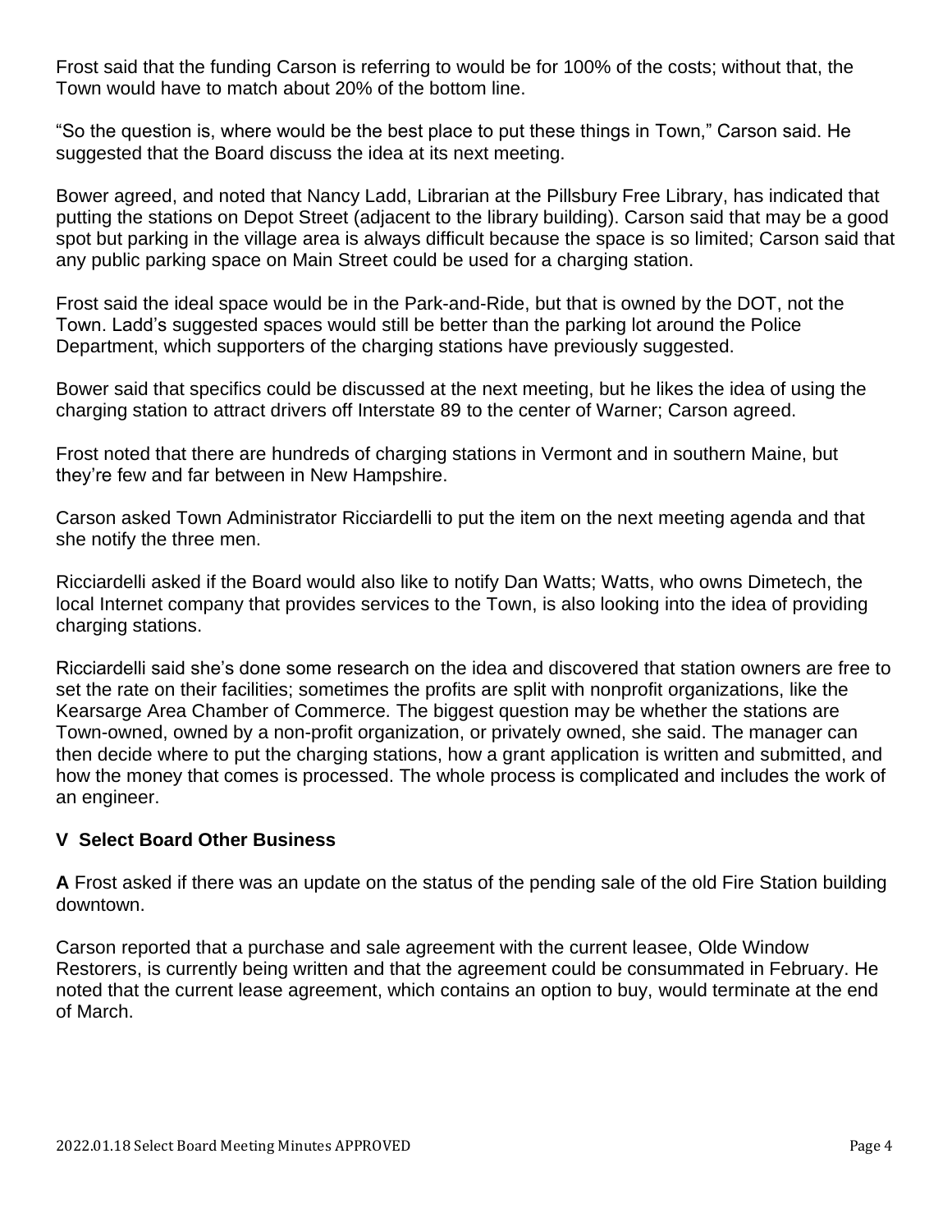Frost said that the funding Carson is referring to would be for 100% of the costs; without that, the Town would have to match about 20% of the bottom line.

"So the question is, where would be the best place to put these things in Town," Carson said. He suggested that the Board discuss the idea at its next meeting.

Bower agreed, and noted that Nancy Ladd, Librarian at the Pillsbury Free Library, has indicated that putting the stations on Depot Street (adjacent to the library building). Carson said that may be a good spot but parking in the village area is always difficult because the space is so limited; Carson said that any public parking space on Main Street could be used for a charging station.

Frost said the ideal space would be in the Park-and-Ride, but that is owned by the DOT, not the Town. Ladd's suggested spaces would still be better than the parking lot around the Police Department, which supporters of the charging stations have previously suggested.

Bower said that specifics could be discussed at the next meeting, but he likes the idea of using the charging station to attract drivers off Interstate 89 to the center of Warner; Carson agreed.

Frost noted that there are hundreds of charging stations in Vermont and in southern Maine, but they're few and far between in New Hampshire.

Carson asked Town Administrator Ricciardelli to put the item on the next meeting agenda and that she notify the three men.

Ricciardelli asked if the Board would also like to notify Dan Watts; Watts, who owns Dimetech, the local Internet company that provides services to the Town, is also looking into the idea of providing charging stations.

Ricciardelli said she's done some research on the idea and discovered that station owners are free to set the rate on their facilities; sometimes the profits are split with nonprofit organizations, like the Kearsarge Area Chamber of Commerce. The biggest question may be whether the stations are Town-owned, owned by a non-profit organization, or privately owned, she said. The manager can then decide where to put the charging stations, how a grant application is written and submitted, and how the money that comes is processed. The whole process is complicated and includes the work of an engineer.

## V Select Board Other Business

**A** Frost asked if there was an update on the status of the pending sale of the old Fire Station building downtown.

Carson reported that a purchase and sale agreement with the current leasee, Olde Window Restorers, is currently being written and that the agreement could be consummated in February. He noted that the current lease agreement, which contains an option to buy, would terminate at the end of March.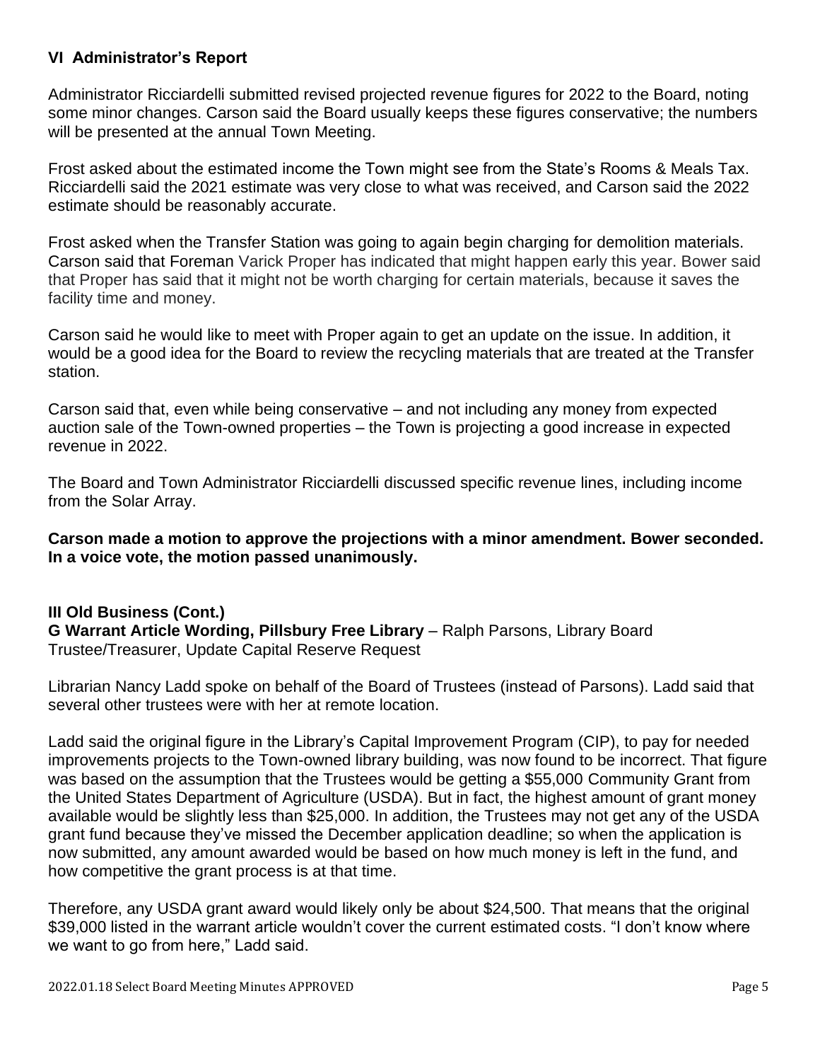### VI Administrator's Report

Administrator Ricciardelli submitted revised projected revenue figures for 2022 to the Board, noting some minor changes. Carson said the Board usually keeps these figures conservative; the numbers will be presented at the annual Town Meeting.

Frost asked about the estimated income the Town might see from the State's Rooms & Meals Tax. Ricciardelli said the 2021 estimate was very close to what was received, and Carson said the 2022 estimate should be reasonably accurate.

Frost asked when the Transfer Station was going to again begin charging for demolition materials. Carson said that Foreman Varick Proper has indicated that might happen early this year. Bower said that Proper has said that it might not be worth charging for certain materials, because it saves the facility time and money.

Carson said he would like to meet with Proper again to get an update on the issue. In addition, it would be a good idea for the Board to review the recycling materials that are treated at the Transfer station.

Carson said that, even while being conservative – and not including any money from expected auction sale of the Town-owned properties – the Town is projecting a good increase in expected revenue in 2022.

The Board and Town Administrator Ricciardelli discussed specific revenue lines, including income from the Solar Array.

**Carson made a motion to approve the projections with a minor amendment. Bower seconded. In a voice vote, the motion passed unanimously.**

### III Old Business (Cont.)

**G Warrant Article Wording, Pillsbury Free Library** – Ralph Parsons, Library Board Trustee/Treasurer, Update Capital Reserve Request

Librarian Nancy Ladd spoke on behalf of the Board of Trustees (instead of Parsons). Ladd said that several other trustees were with her at remote location.

Ladd said the original figure in the Library's Capital Improvement Program (CIP), to pay for needed improvements projects to the Town-owned library building, was now found to be incorrect. That figure was based on the assumption that the Trustees would be getting a $55,000 Community Grant from the United States Department of Agriculture (USDA). But in fact, the highest amount of grant money available would be slightly less than $25,000. In addition, the Trustees may not get any of the USDA grant fund because they've missed the December application deadline; so when the application is now submitted, any amount awarded would be based on how much money is left in the fund, and how competitive the grant process is at that time.

Therefore, any USDA grant award would likely only be about $24,500. That means that the original $39,000 listed in the warrant article wouldn't cover the current estimated costs. "I don't know where we want to go from here," Ladd said.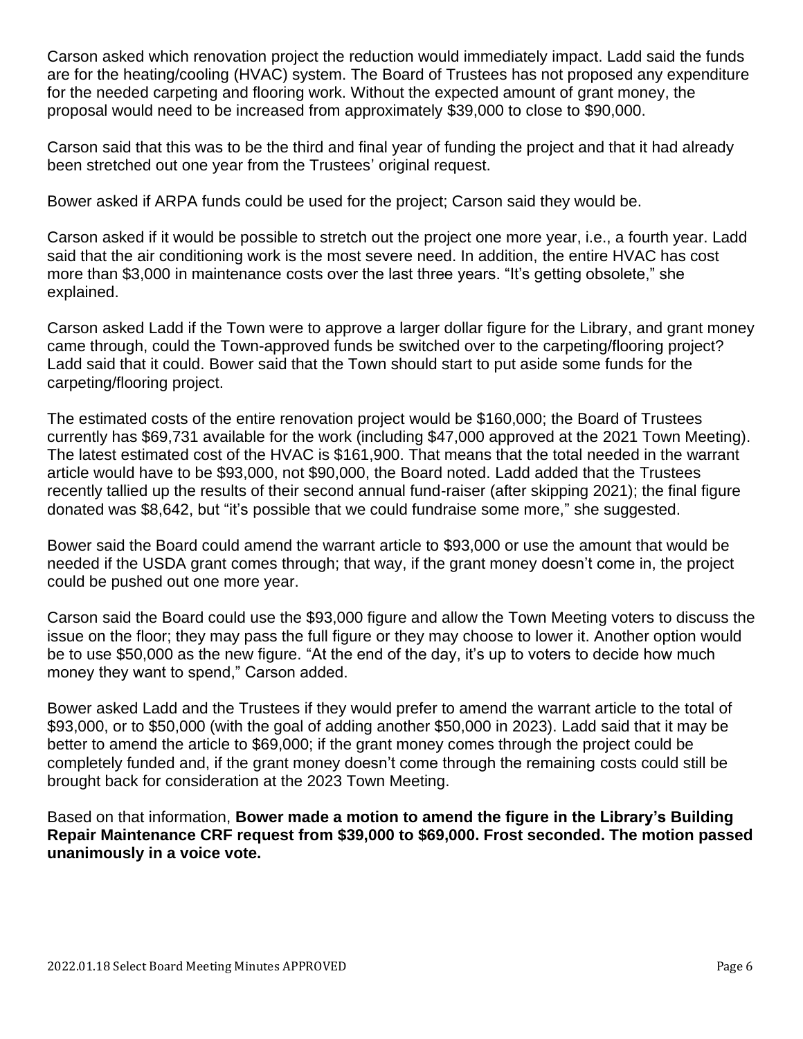Carson asked which renovation project the reduction would immediately impact. Ladd said the funds are for the heating/cooling (HVAC) system. The Board of Trustees has not proposed any expenditure for the needed carpeting and flooring work. Without the expected amount of grant money, the proposal would need to be increased from approximately $39,000 to close to $90,000.

Carson said that this was to be the third and final year of funding the project and that it had already been stretched out one year from the Trustees' original request.

Bower asked if ARPA funds could be used for the project; Carson said they would be.

Carson asked if it would be possible to stretch out the project one more year, i.e., a fourth year. Ladd said that the air conditioning work is the most severe need. In addition, the entire HVAC has cost more than $3,000 in maintenance costs over the last three years. "It's getting obsolete," she explained.

Carson asked Ladd if the Town were to approve a larger dollar figure for the Library, and grant money came through, could the Town-approved funds be switched over to the carpeting/flooring project? Ladd said that it could. Bower said that the Town should start to put aside some funds for the carpeting/flooring project.

The estimated costs of the entire renovation project would be $160,000; the Board of Trustees currently has $69,731 available for the work (including $47,000 approved at the 2021 Town Meeting). The latest estimated cost of the HVAC is $161,900. That means that the total needed in the warrant article would have to be $93,000, not $90,000, the Board noted. Ladd added that the Trustees recently tallied up the results of their second annual fund-raiser (after skipping 2021); the final figure donated was $8,642, but "it's possible that we could fundraise some more," she suggested.

Bower said the Board could amend the warrant article to $93,000 or use the amount that would be needed if the USDA grant comes through; that way, if the grant money doesn't come in, the project could be pushed out one more year.

Carson said the Board could use the $93,000 figure and allow the Town Meeting voters to discuss the issue on the floor; they may pass the full figure or they may choose to lower it. Another option would be to use $50,000 as the new figure. "At the end of the day, it's up to voters to decide how much money they want to spend," Carson added.

Bower asked Ladd and the Trustees if they would prefer to amend the warrant article to the total of $93,000, or to $50,000 (with the goal of adding another $50,000 in 2023). Ladd said that it may be better to amend the article to $69,000; if the grant money comes through the project could be completely funded and, if the grant money doesn't come through the remaining costs could still be brought back for consideration at the 2023 Town Meeting.

Based on that information, **Bower made a motion to amend the figure in the Library's Building Repair Maintenance CRF request from $39,000 to $69,000. Frost seconded. The motion passed unanimously in a voice vote.**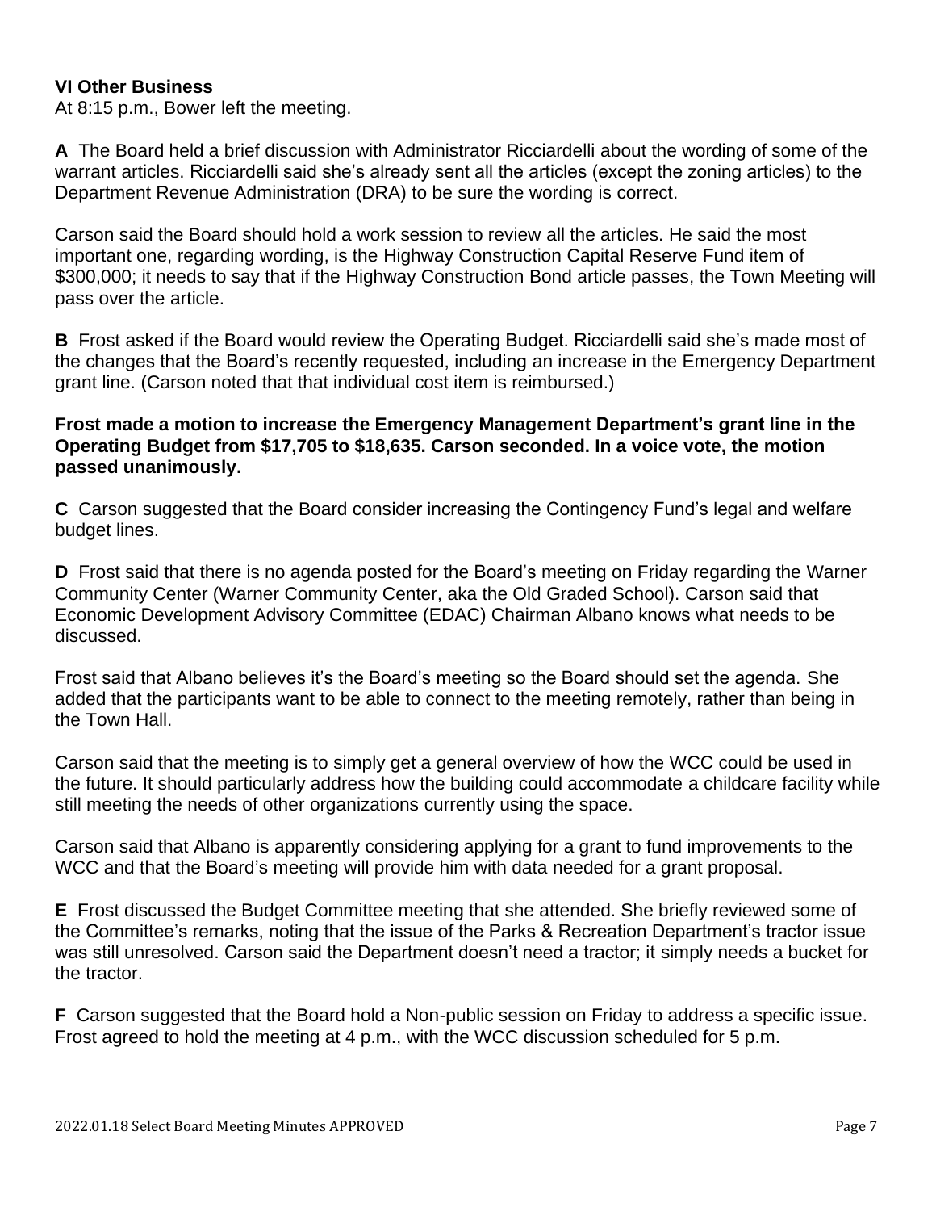**VI Other Business**

At 8:15 p.m., Bower left the meeting.

**A** The Board held a brief discussion with Administrator Ricciardelli about the wording of some of the warrant articles. Ricciardelli said she's already sent all the articles (except the zoning articles) to the Department Revenue Administration (DRA) to be sure the wording is correct.

Carson said the Board should hold a work session to review all the articles. He said the most important one, regarding wording, is the Highway Construction Capital Reserve Fund item of $300,000; it needs to say that if the Highway Construction Bond article passes, the Town Meeting will pass over the article.

**B** Frost asked if the Board would review the Operating Budget. Ricciardelli said she's made most of the changes that the Board's recently requested, including an increase in the Emergency Department grant line. (Carson noted that that individual cost item is reimbursed.)

**Frost made a motion to increase the Emergency Management Department's grant line in the Operating Budget from $17,705 to $18,635. Carson seconded. In a voice vote, the motion passed unanimously.**

**C** Carson suggested that the Board consider increasing the Contingency Fund's legal and welfare budget lines.

**D** Frost said that there is no agenda posted for the Board's meeting on Friday regarding the Warner Community Center (Warner Community Center, aka the Old Graded School). Carson said that Economic Development Advisory Committee (EDAC) Chairman Albano knows what needs to be discussed.

Frost said that Albano believes it's the Board's meeting so the Board should set the agenda. She added that the participants want to be able to connect to the meeting remotely, rather than being in the Town Hall.

Carson said that the meeting is to simply get a general overview of how the WCC could be used in the future. It should particularly address how the building could accommodate a childcare facility while still meeting the needs of other organizations currently using the space.

Carson said that Albano is apparently considering applying for a grant to fund improvements to the WCC and that the Board's meeting will provide him with data needed for a grant proposal.

**E** Frost discussed the Budget Committee meeting that she attended. She briefly reviewed some of the Committee's remarks, noting that the issue of the Parks & Recreation Department's tractor issue was still unresolved. Carson said the Department doesn't need a tractor; it simply needs a bucket for the tractor.

**F** Carson suggested that the Board hold a Non-public session on Friday to address a specific issue. Frost agreed to hold the meeting at 4 p.m., with the WCC discussion scheduled for 5 p.m.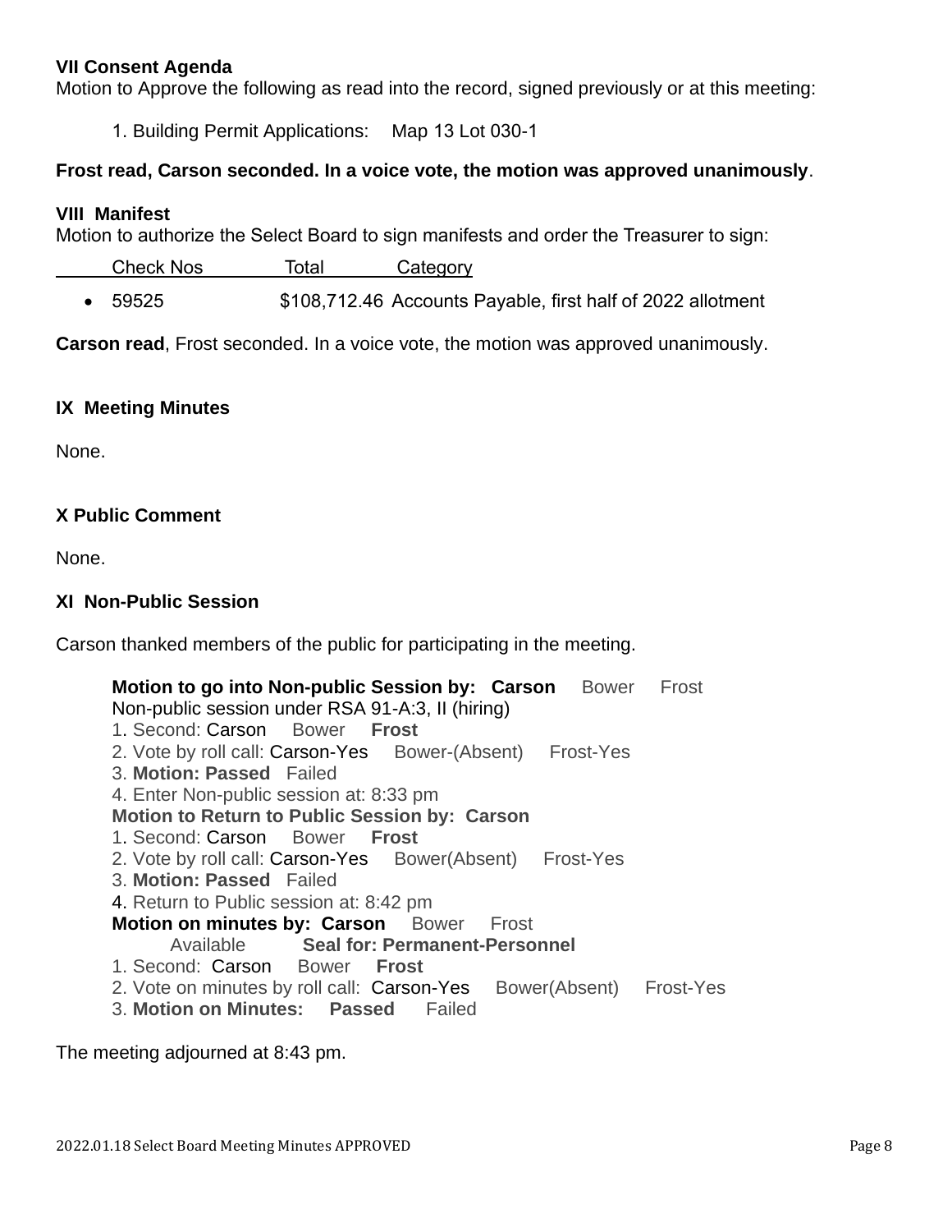### VII Consent Agenda

Motion to Approve the following as read into the record, signed previously or at this meeting:

1. Building Permit Applications: Map 13 Lot 030-1

**Frost read, Carson seconded. In a voice vote, the motion was approved unanimously**.

### VIII Manifest

Motion to authorize the Select Board to sign manifests and order the Treasurer to sign:

| Check Nos | Total | Category |
|---|---|---|
| • 59525 | $108,712.46 | Accounts Payable, first half of 2022 allotment |

**Carson read**, Frost seconded. In a voice vote, the motion was approved unanimously.

### IX Meeting Minutes

None.

### X Public Comment

None.

### XI Non-Public Session

Carson thanked members of the public for participating in the meeting.

**Motion to go into Non-public Session by: Carson** Bower Frost
Non-public session under RSA 91-A:3, II (hiring)
1. Second: Carson Bower **Frost**
2. Vote by roll call: Carson-Yes Bower-(Absent) Frost-Yes
3. **Motion: Passed** Failed
4. Enter Non-public session at: 8:33 pm

**Motion to Return to Public Session by: Carson**
1. Second: Carson Bower **Frost**
2. Vote by roll call: Carson-Yes Bower(Absent) Frost-Yes
3. **Motion: Passed** Failed
4. Return to Public session at: 8:42 pm

**Motion on minutes by: Carson** Bower Frost
Available **Seal for: Permanent-Personnel**
1. Second: Carson Bower **Frost**
2. Vote on minutes by roll call: Carson-Yes Bower(Absent) Frost-Yes
3. **Motion on Minutes: Passed** Failed

The meeting adjourned at 8:43 pm.